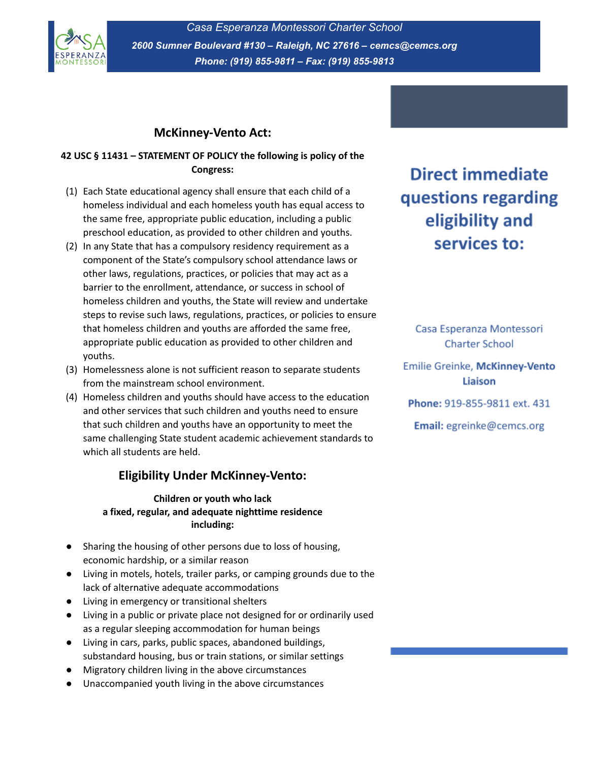*Casa Esperanza Montessori Charter School*

***2600 Sumner Boulevard #130 – Raleigh, NC 27616 – cemcs@cemcs.org***

***Phone: (919) 855-9811 – Fax: (919) 855-9813***

## McKinney-Vento Act:

**42 USC § 11431 – STATEMENT OF POLICY the following is policy of the Congress:**

(1) Each State educational agency shall ensure that each child of a homeless individual and each homeless youth has equal access to the same free, appropriate public education, including a public preschool education, as provided to other children and youths.

(2) In any State that has a compulsory residency requirement as a component of the State's compulsory school attendance laws or other laws, regulations, practices, or policies that may act as a barrier to the enrollment, attendance, or success in school of homeless children and youths, the State will review and undertake steps to revise such laws, regulations, practices, or policies to ensure that homeless children and youths are afforded the same free, appropriate public education as provided to other children and youths.

(3) Homelessness alone is not sufficient reason to separate students from the mainstream school environment.

(4) Homeless children and youths should have access to the education and other services that such children and youths need to ensure that such children and youths have an opportunity to meet the same challenging State student academic achievement standards to which all students are held.

## Eligibility Under McKinney-Vento:

**Children or youth who lack a fixed, regular, and adequate nighttime residence including:**

- Sharing the housing of other persons due to loss of housing, economic hardship, or a similar reason
- Living in motels, hotels, trailer parks, or camping grounds due to the lack of alternative adequate accommodations
- Living in emergency or transitional shelters
- Living in a public or private place not designed for or ordinarily used as a regular sleeping accommodation for human beings
- Living in cars, parks, public spaces, abandoned buildings, substandard housing, bus or train stations, or similar settings
- Migratory children living in the above circumstances
- Unaccompanied youth living in the above circumstances

## Direct immediate questions regarding eligibility and services to:

Casa Esperanza Montessori Charter School

Emilie Greinke, **McKinney-Vento Liaison**

**Phone:** 919-855-9811 ext. 431

**Email:** egreinke@cemcs.org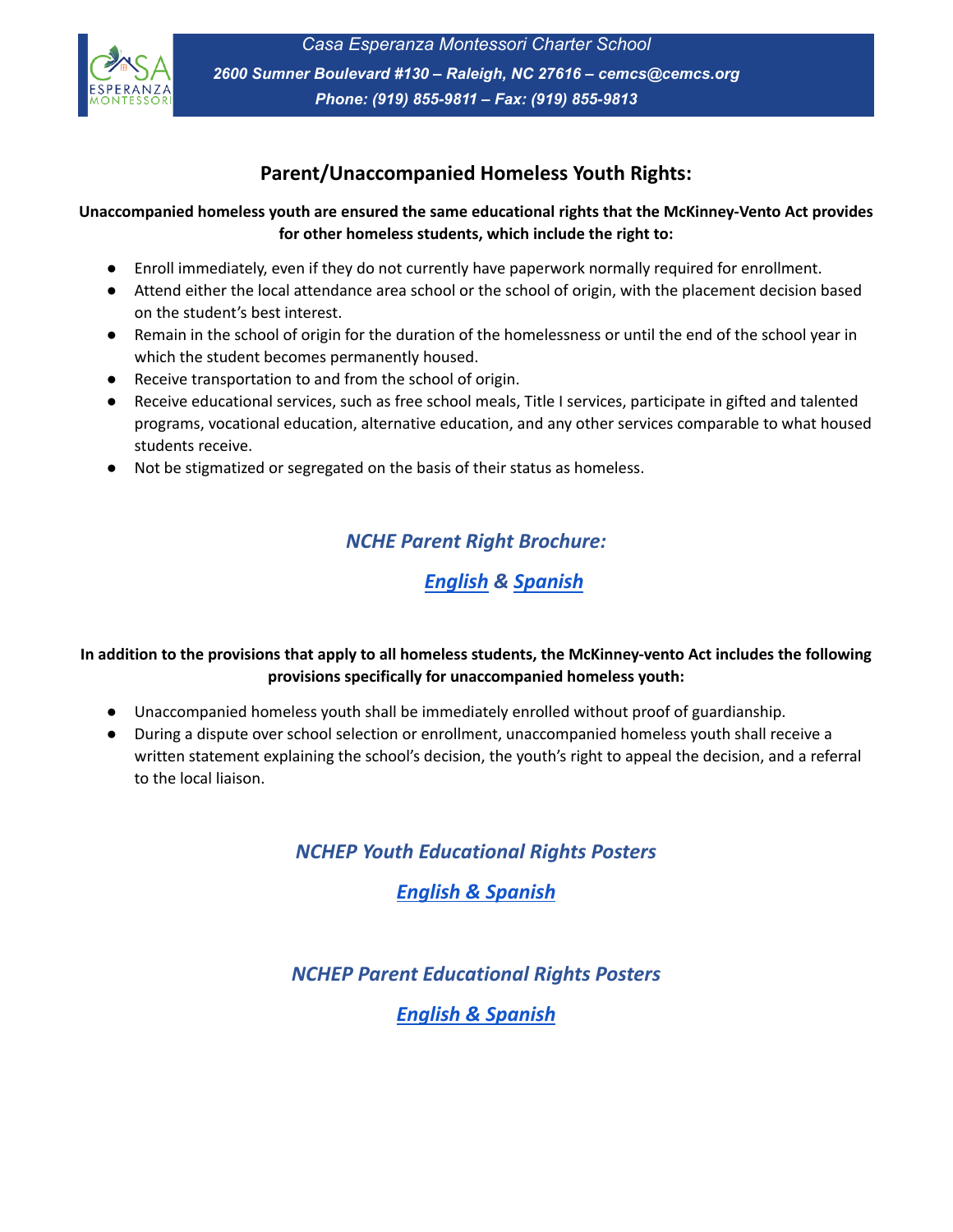## Parent/Unaccompanied Homeless Youth Rights:

**Unaccompanied homeless youth are ensured the same educational rights that the McKinney-Vento Act provides for other homeless students, which include the right to:**

- Enroll immediately, even if they do not currently have paperwork normally required for enrollment.
- Attend either the local attendance area school or the school of origin, with the placement decision based on the student's best interest.
- Remain in the school of origin for the duration of the homelessness or until the end of the school year in which the student becomes permanently housed.
- Receive transportation to and from the school of origin.
- Receive educational services, such as free school meals, Title I services, participate in gifted and talented programs, vocational education, alternative education, and any other services comparable to what housed students receive.
- Not be stigmatized or segregated on the basis of their status as homeless.

***NCHE Parent Right Brochure:***

***English & Spanish***

**In addition to the provisions that apply to all homeless students, the McKinney-vento Act includes the following provisions specifically for unaccompanied homeless youth:**

- Unaccompanied homeless youth shall be immediately enrolled without proof of guardianship.
- During a dispute over school selection or enrollment, unaccompanied homeless youth shall receive a written statement explaining the school's decision, the youth's right to appeal the decision, and a referral to the local liaison.

***NCHEP Youth Educational Rights Posters***

***English & Spanish***

***NCHEP Parent Educational Rights Posters***

***English & Spanish***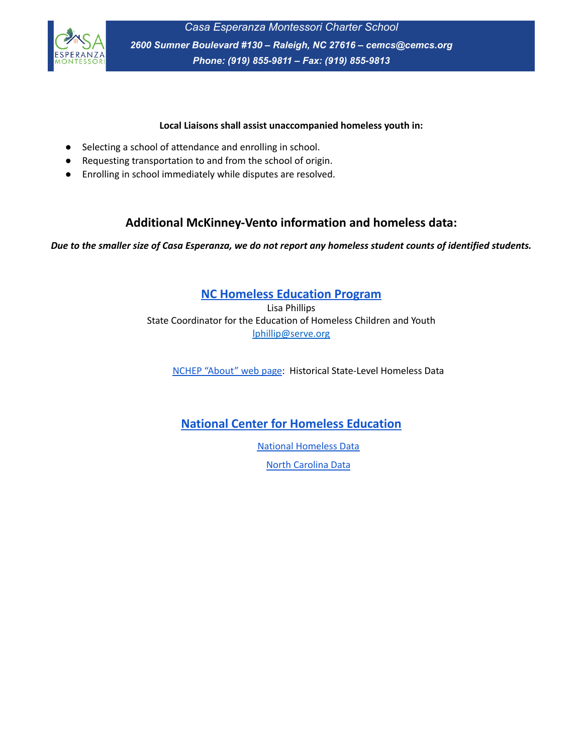**Local Liaisons shall assist unaccompanied homeless youth in:**

- Selecting a school of attendance and enrolling in school.
- Requesting transportation to and from the school of origin.
- Enrolling in school immediately while disputes are resolved.

## Additional McKinney-Vento information and homeless data:

***Due to the smaller size of Casa Esperanza, we do not report any homeless student counts of identified students.***

### NC Homeless Education Program

Lisa Phillips
State Coordinator for the Education of Homeless Children and Youth
lphillip@serve.org

NCHEP "About" web page: Historical State-Level Homeless Data

### National Center for Homeless Education

National Homeless Data

North Carolina Data